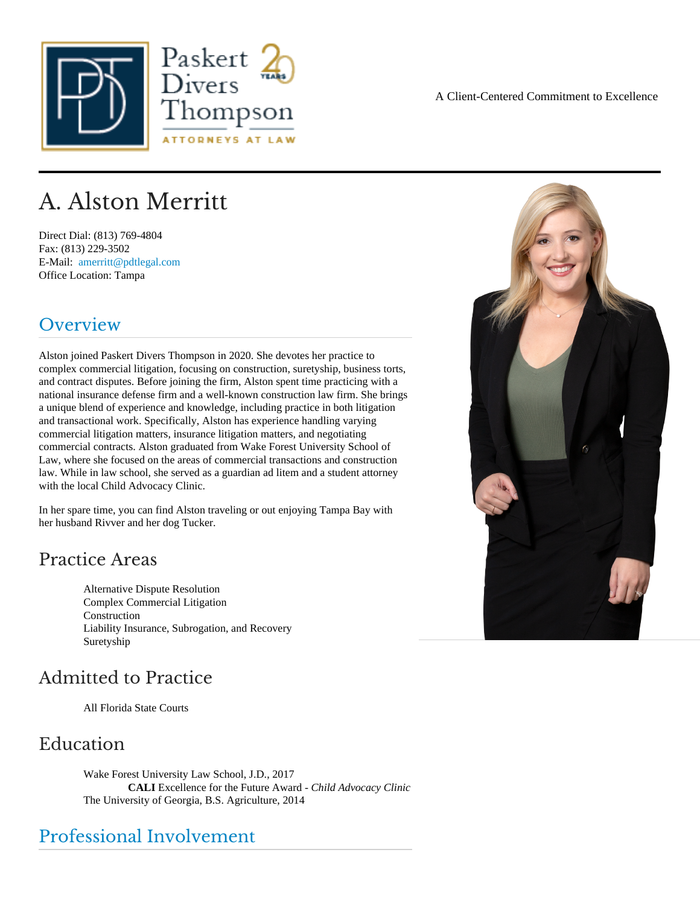Paskert Divers Thompson

ATTORNEYS AT LAW

A Client-Centered Commitment to Excellence

# A. Alston Merritt

Direct Dial: (813) 769-4804
Fax: (813) 229-3502
E-Mail: amerritt@pdtlegal.com
Office Location: Tampa

## Overview

Alston joined Paskert Divers Thompson in 2020. She devotes her practice to complex commercial litigation, focusing on construction, suretyship, business torts, and contract disputes. Before joining the firm, Alston spent time practicing with a national insurance defense firm and a well-known construction law firm. She brings a unique blend of experience and knowledge, including practice in both litigation and transactional work. Specifically, Alston has experience handling varying commercial litigation matters, insurance litigation matters, and negotiating commercial contracts. Alston graduated from Wake Forest University School of Law, where she focused on the areas of commercial transactions and construction law. While in law school, she served as a guardian ad litem and a student attorney with the local Child Advocacy Clinic.

In her spare time, you can find Alston traveling or out enjoying Tampa Bay with her husband Rivver and her dog Tucker.

## Practice Areas

Alternative Dispute Resolution
Complex Commercial Litigation
Construction
Liability Insurance, Subrogation, and Recovery
Suretyship

## Admitted to Practice

All Florida State Courts

## Education

Wake Forest University Law School, J.D., 2017
**CALI** Excellence for the Future Award - *Child Advocacy Clinic*
The University of Georgia, B.S. Agriculture, 2014

## Professional Involvement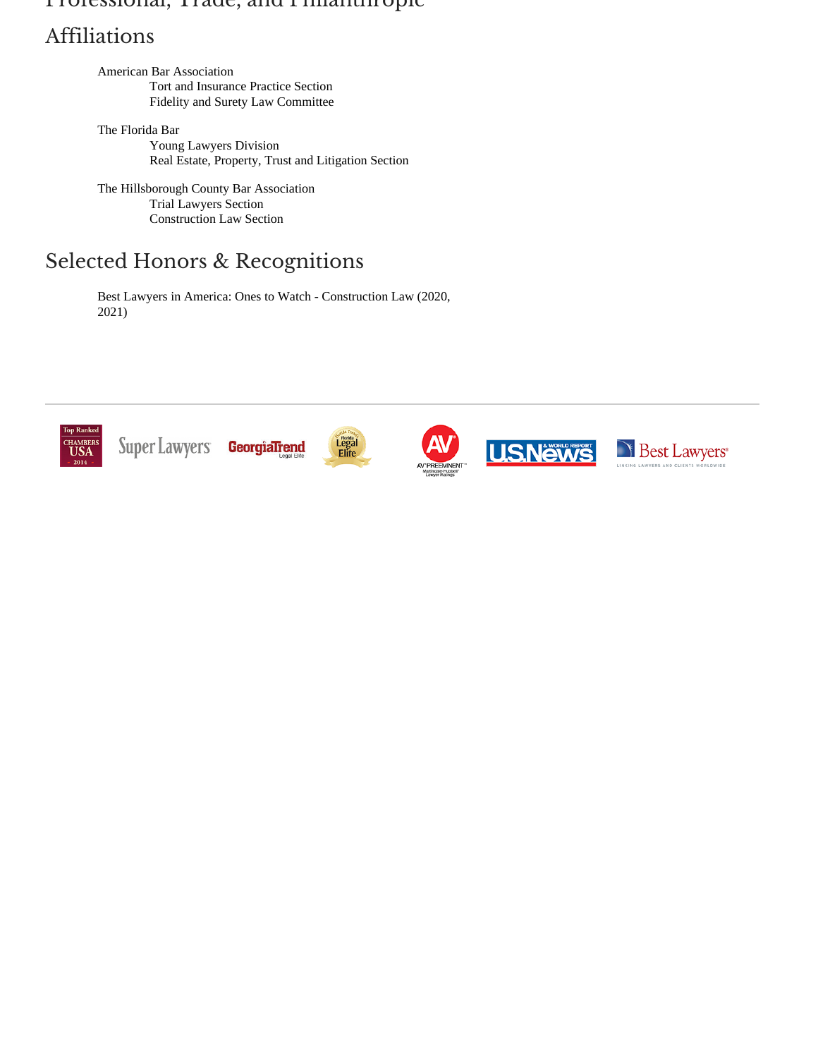## Professional, Trade, and Philanthropic Affiliations

American Bar Association
- Tort and Insurance Practice Section
- Fidelity and Surety Law Committee

The Florida Bar
- Young Lawyers Division
- Real Estate, Property, Trust and Litigation Section

The Hillsborough County Bar Association
- Trial Lawyers Section
- Construction Law Section

## Selected Honors & Recognitions

Best Lawyers in America: Ones to Watch - Construction Law (2020, 2021)